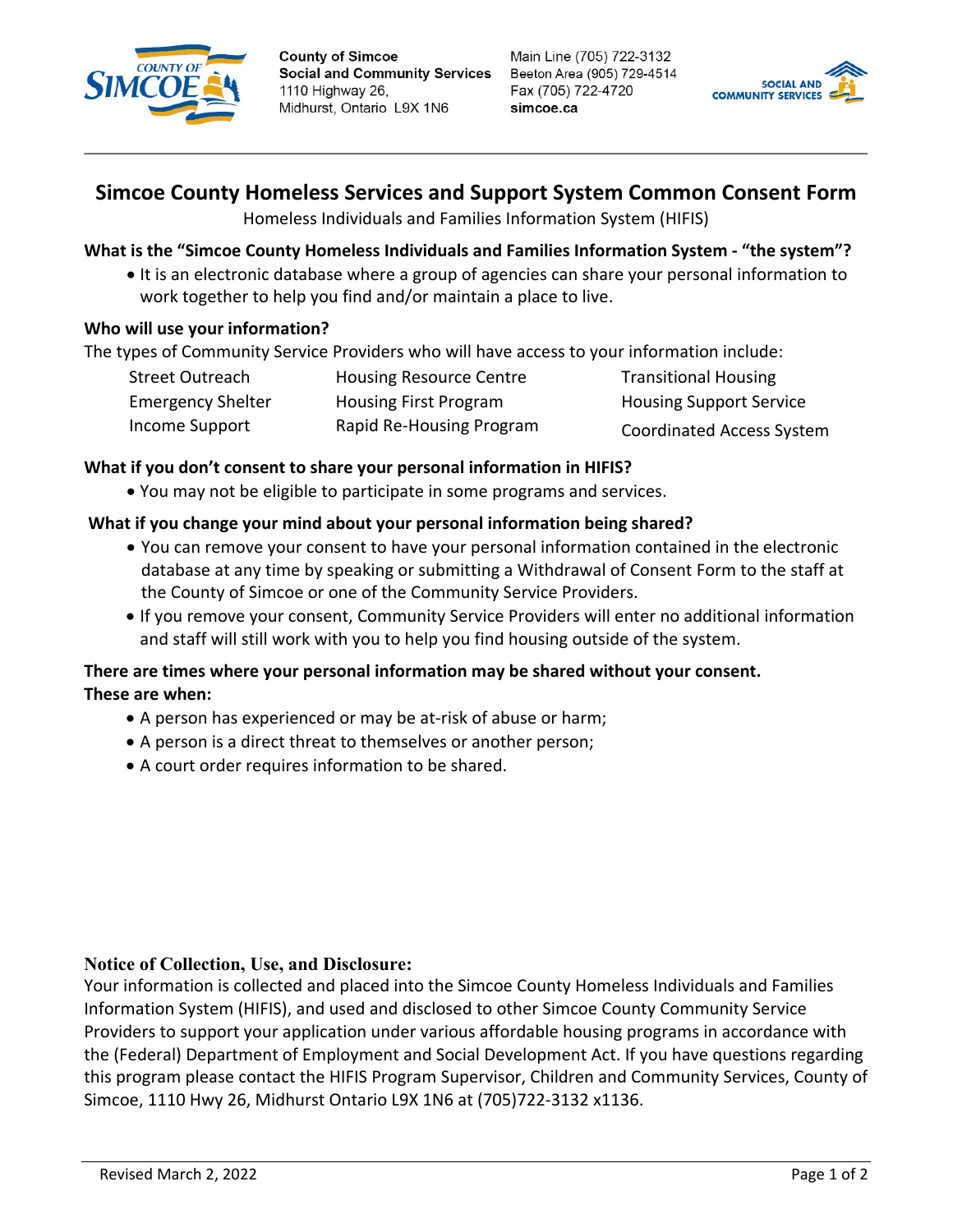County of Simcoe
Social and Community Services
1110 Highway 26,
Midhurst, Ontario L9X 1N6

Main Line (705) 722-3132
Beeton Area (905) 729-4514
Fax (705) 722-4720
**simcoe.ca**

# Simcoe County Homeless Services and Support System Common Consent Form

Homeless Individuals and Families Information System (HIFIS)

**What is the "Simcoe County Homeless Individuals and Families Information System - "the system"?**

- It is an electronic database where a group of agencies can share your personal information to work together to help you find and/or maintain a place to live.

**Who will use your information?**

The types of Community Service Providers who will have access to your information include:

| | | |
|---|---|---|
| Street Outreach | Housing Resource Centre | Transitional Housing |
| Emergency Shelter | Housing First Program | Housing Support Service |
| Income Support | Rapid Re-Housing Program | Coordinated Access System |

**What if you don't consent to share your personal information in HIFIS?**

- You may not be eligible to participate in some programs and services.

**What if you change your mind about your personal information being shared?**

- You can remove your consent to have your personal information contained in the electronic database at any time by speaking or submitting a Withdrawal of Consent Form to the staff at the County of Simcoe or one of the Community Service Providers.
- If you remove your consent, Community Service Providers will enter no additional information and staff will still work with you to help you find housing outside of the system.

**There are times where your personal information may be shared without your consent. These are when:**

- A person has experienced or may be at-risk of abuse or harm;
- A person is a direct threat to themselves or another person;
- A court order requires information to be shared.

**Notice of Collection, Use, and Disclosure:**

Your information is collected and placed into the Simcoe County Homeless Individuals and Families Information System (HIFIS), and used and disclosed to other Simcoe County Community Service Providers to support your application under various affordable housing programs in accordance with the (Federal) Department of Employment and Social Development Act. If you have questions regarding this program please contact the HIFIS Program Supervisor, Children and Community Services, County of Simcoe, 1110 Hwy 26, Midhurst Ontario L9X 1N6 at (705)722-3132 x1136.

Revised March 2, 2022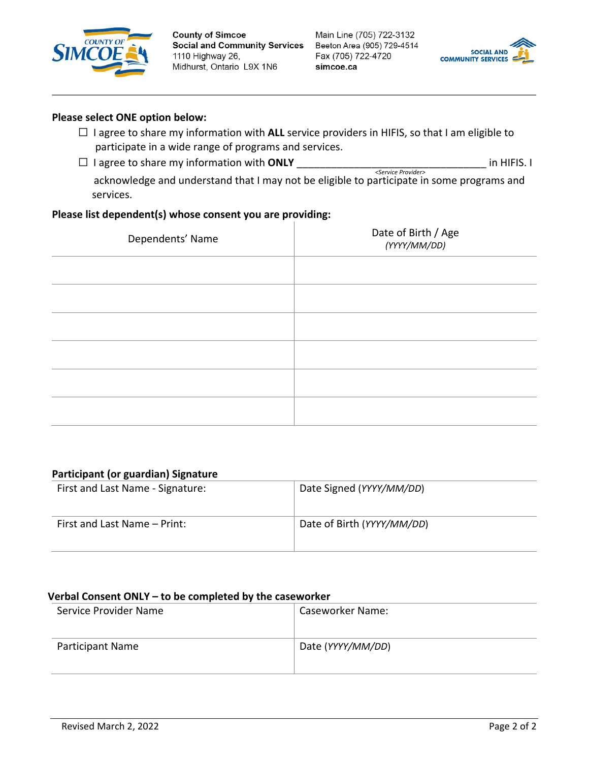County of Simcoe
Social and Community Services
1110 Highway 26,
Midhurst, Ontario L9X 1N6

Main Line (705) 722-3132
Beeton Area (905) 729-4514
Fax (705) 722-4720
simcoe.ca

**Please select ONE option below:**

- ☐ I agree to share my information with **ALL** service providers in HIFIS, so that I am eligible to participate in a wide range of programs and services.
- ☐ I agree to share my information with **ONLY** ________________________________ in HIFIS. I acknowledge and understand that I may not be eligible to participate in some programs and services.
  *<Service Provider>*

**Please list dependent(s) whose consent you are providing:**

| Dependents' Name | Date of Birth / Age *(YYYY/MM/DD)* |
|---|---|
| | |
| | |
| | |
| | |
| | |
| | |

**Participant (or guardian) Signature**

| | |
|---|---|
| First and Last Name - Signature: | Date Signed (*YYYY/MM/DD*) |
| First and Last Name – Print: | Date of Birth (*YYYY/MM/DD*) |

**Verbal Consent ONLY – to be completed by the caseworker**

| | |
|---|---|
| Service Provider Name | Caseworker Name: |
| Participant Name | Date (*YYYY/MM/DD*) |

Revised March 2, 2022